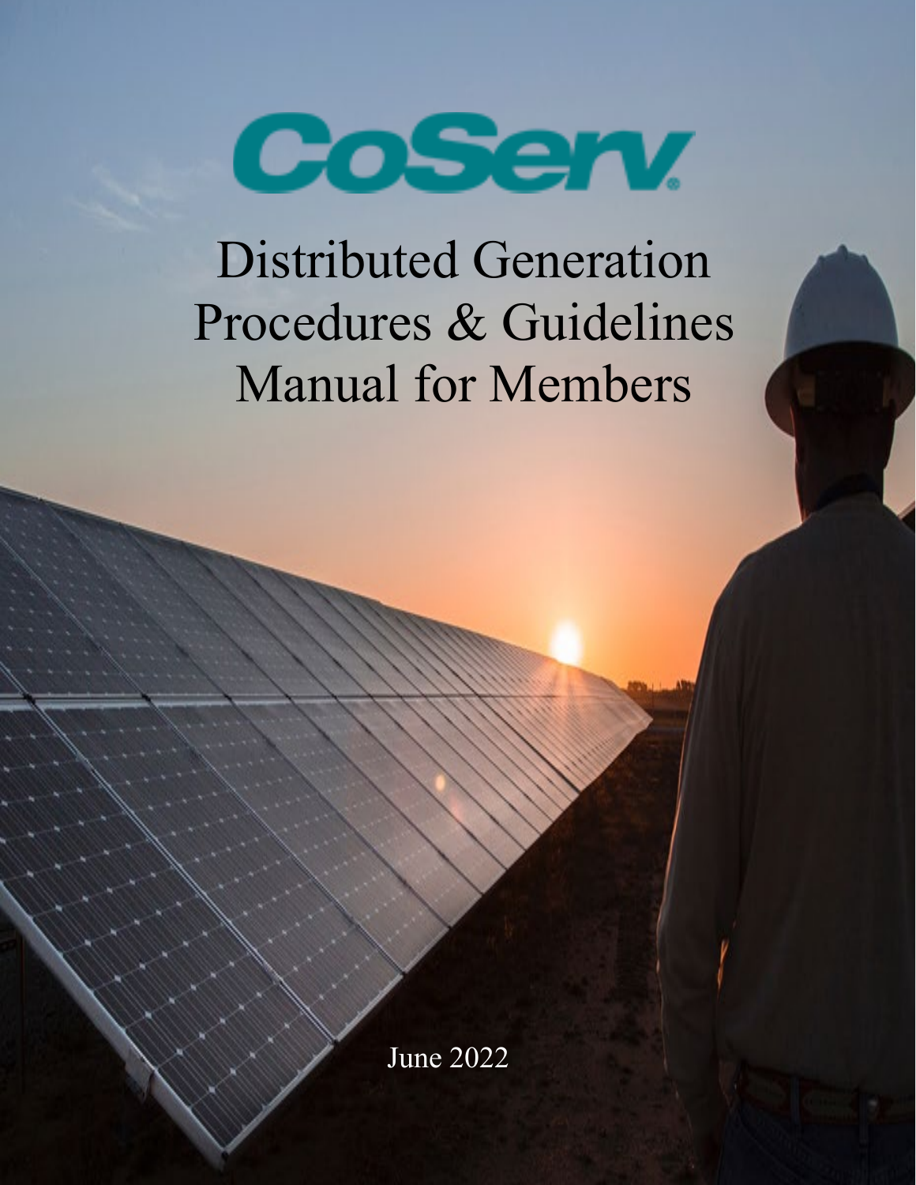CoServ

# Distributed Generation Procedures & Guidelines Manual for Members

June 2022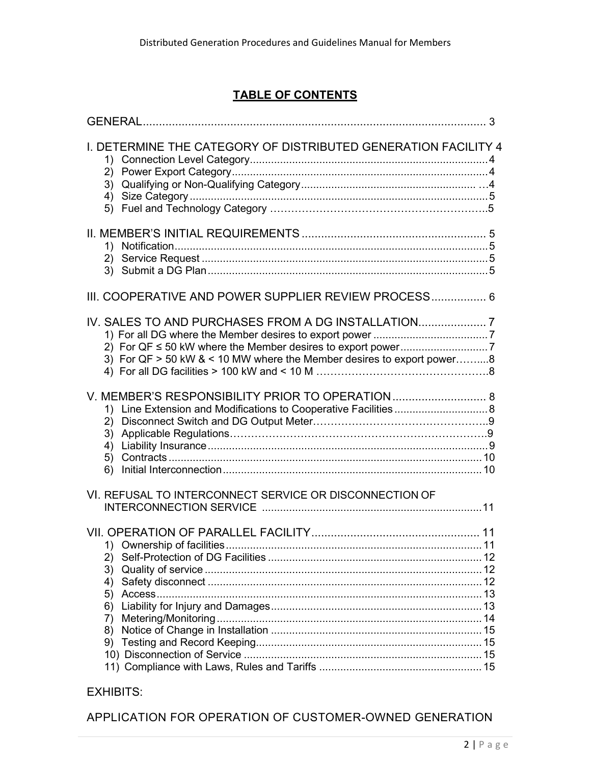## TABLE OF CONTENTS

GENERAL ........................................................................................................... 3

I. DETERMINE THE CATEGORY OF DISTRIBUTED GENERATION FACILITY 4

1) Connection Level Category ............................................................................... 4
2) Power Export Category .................................................................................... 4
3) Qualifying or Non-Qualifying Category ............................................................ 4
4) Size Category ................................................................................................... 5
5) Fuel and Technology Category ......................................................................... 5

II. MEMBER'S INITIAL REQUIREMENTS ........................................................... 5

1) Notification ....................................................................................................... 5
2) Service Request ............................................................................................... 5
3) Submit a DG Plan ............................................................................................. 5

III. COOPERATIVE AND POWER SUPPLIER REVIEW PROCESS ..................... 6

IV. SALES TO AND PURCHASES FROM A DG INSTALLATION ......................... 7

1) For all DG where the Member desires to export power ....................................... 7
2) For QF ≤ 50 kW where the Member desires to export power .............................. 7
3) For QF > 50 kW & < 10 MW where the Member desires to export power ............. 8
4) For all DG facilities > 100 kW and < 10 M ......................................................... 8

V. MEMBER'S RESPONSIBILITY PRIOR TO OPERATION ................................. 8

1) Line Extension and Modifications to Cooperative Facilities ................................ 8
2) Disconnect Switch and DG Output Meter ........................................................... 9
3) Applicable Regulations ..................................................................................... 9
4) Liability Insurance ............................................................................................ 9
5) Contracts ........................................................................................................ 10
6) Initial Interconnection ...................................................................................... 10

VI. REFUSAL TO INTERCONNECT SERVICE OR DISCONNECTION OF INTERCONNECTION SERVICE ........................................................................ 11

VII. OPERATION OF PARALLEL FACILITY ....................................................... 11

1) Ownership of facilities ..................................................................................... 11
2) Self-Protection of DG Facilities ........................................................................ 12
3) Quality of service ............................................................................................ 12
4) Safety disconnect ............................................................................................ 12
5) Access ............................................................................................................ 13
6) Liability for Injury and Damages ...................................................................... 13
7) Metering/Monitoring ........................................................................................ 14
8) Notice of Change in Installation ....................................................................... 15
9) Testing and Record Keeping ............................................................................ 15
10) Disconnection of Service ............................................................................... 15
11) Compliance with Laws, Rules and Tariffs ....................................................... 15

EXHIBITS:

APPLICATION FOR OPERATION OF CUSTOMER-OWNED GENERATION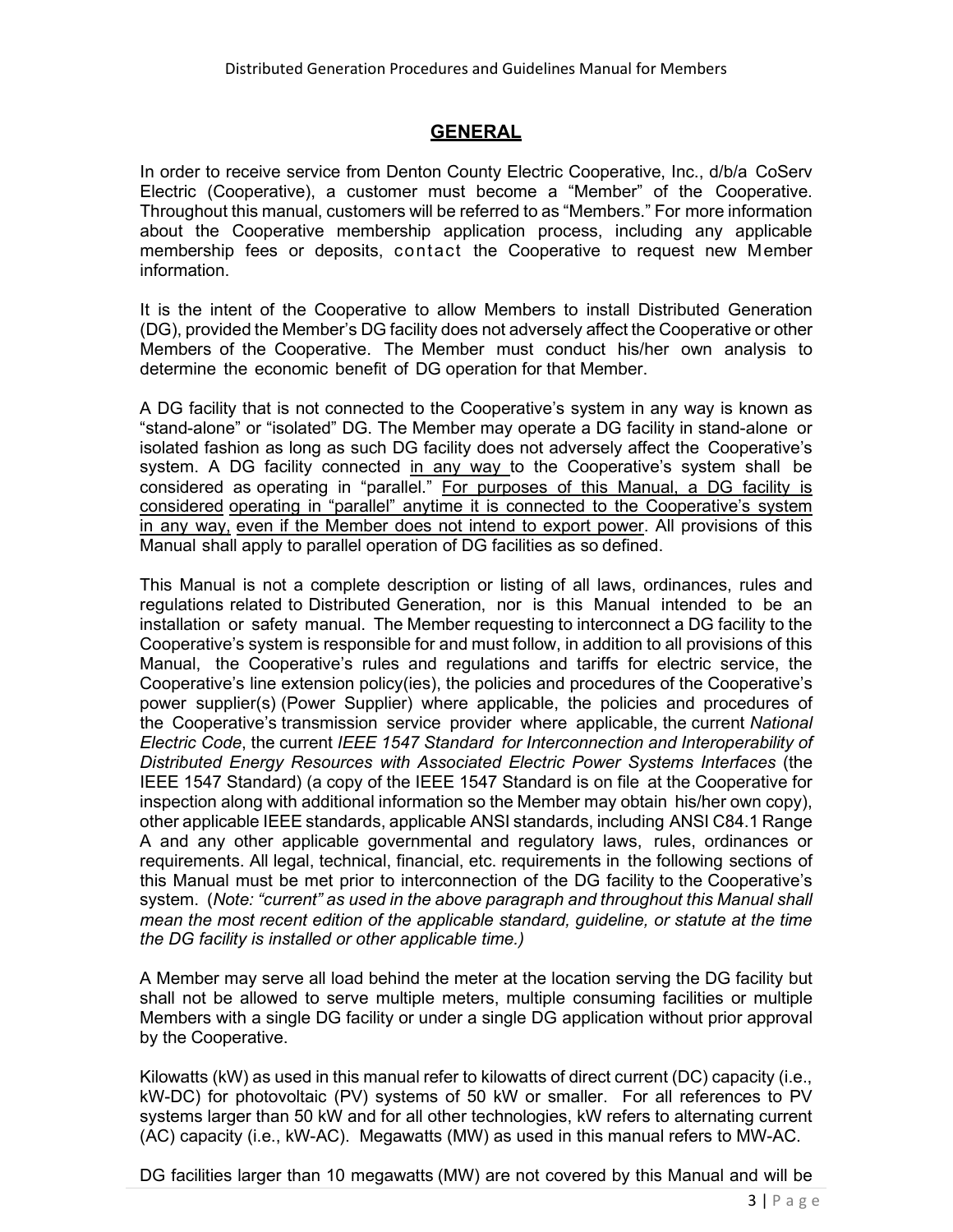## GENERAL

In order to receive service from Denton County Electric Cooperative, Inc., d/b/a CoServ Electric (Cooperative), a customer must become a "Member" of the Cooperative. Throughout this manual, customers will be referred to as "Members." For more information about the Cooperative membership application process, including any applicable membership fees or deposits, contact the Cooperative to request new Member information.

It is the intent of the Cooperative to allow Members to install Distributed Generation (DG), provided the Member's DG facility does not adversely affect the Cooperative or other Members of the Cooperative. The Member must conduct his/her own analysis to determine the economic benefit of DG operation for that Member.

A DG facility that is not connected to the Cooperative's system in any way is known as "stand-alone" or "isolated" DG. The Member may operate a DG facility in stand-alone or isolated fashion as long as such DG facility does not adversely affect the Cooperative's system. A DG facility connected in any way to the Cooperative's system shall be considered as operating in "parallel." For purposes of this Manual, a DG facility is considered operating in "parallel" anytime it is connected to the Cooperative's system in any way, even if the Member does not intend to export power. All provisions of this Manual shall apply to parallel operation of DG facilities as so defined.

This Manual is not a complete description or listing of all laws, ordinances, rules and regulations related to Distributed Generation, nor is this Manual intended to be an installation or safety manual. The Member requesting to interconnect a DG facility to the Cooperative's system is responsible for and must follow, in addition to all provisions of this Manual, the Cooperative's rules and regulations and tariffs for electric service, the Cooperative's line extension policy(ies), the policies and procedures of the Cooperative's power supplier(s) (Power Supplier) where applicable, the policies and procedures of the Cooperative's transmission service provider where applicable, the current *National Electric Code*, the current *IEEE 1547 Standard for Interconnection and Interoperability of Distributed Energy Resources with Associated Electric Power Systems Interfaces* (the IEEE 1547 Standard) (a copy of the IEEE 1547 Standard is on file at the Cooperative for inspection along with additional information so the Member may obtain his/her own copy), other applicable IEEE standards, applicable ANSI standards, including ANSI C84.1 Range A and any other applicable governmental and regulatory laws, rules, ordinances or requirements. All legal, technical, financial, etc. requirements in the following sections of this Manual must be met prior to interconnection of the DG facility to the Cooperative's system. (*Note: "current" as used in the above paragraph and throughout this Manual shall mean the most recent edition of the applicable standard, guideline, or statute at the time the DG facility is installed or other applicable time.)*

A Member may serve all load behind the meter at the location serving the DG facility but shall not be allowed to serve multiple meters, multiple consuming facilities or multiple Members with a single DG facility or under a single DG application without prior approval by the Cooperative.

Kilowatts (kW) as used in this manual refer to kilowatts of direct current (DC) capacity (i.e., kW-DC) for photovoltaic (PV) systems of 50 kW or smaller. For all references to PV systems larger than 50 kW and for all other technologies, kW refers to alternating current (AC) capacity (i.e., kW-AC). Megawatts (MW) as used in this manual refers to MW-AC.

DG facilities larger than 10 megawatts (MW) are not covered by this Manual and will be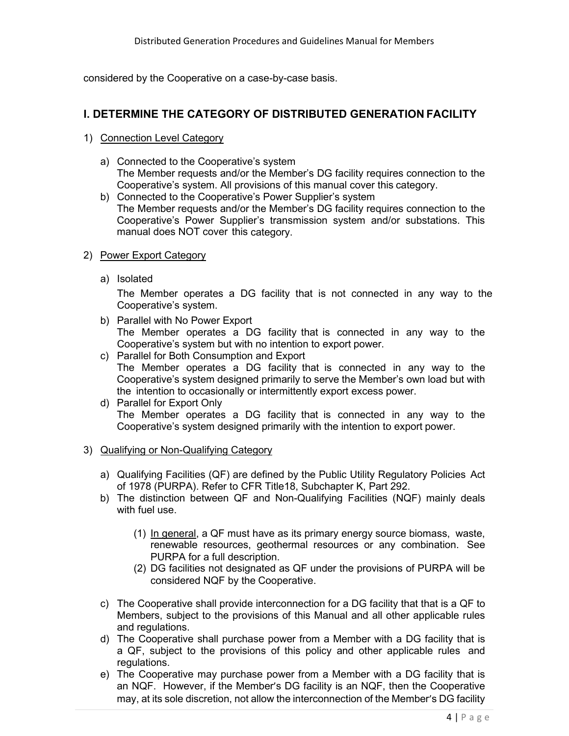considered by the Cooperative on a case-by-case basis.

## I. DETERMINE THE CATEGORY OF DISTRIBUTED GENERATION FACILITY

1) Connection Level Category

   a) Connected to the Cooperative's system
      The Member requests and/or the Member's DG facility requires connection to the Cooperative's system. All provisions of this manual cover this category.
   b) Connected to the Cooperative's Power Supplier's system
      The Member requests and/or the Member's DG facility requires connection to the Cooperative's Power Supplier's transmission system and/or substations. This manual does NOT cover this category.

2) Power Export Category

   a) Isolated
      The Member operates a DG facility that is not connected in any way to the Cooperative's system.
   b) Parallel with No Power Export
      The Member operates a DG facility that is connected in any way to the Cooperative's system but with no intention to export power.
   c) Parallel for Both Consumption and Export
      The Member operates a DG facility that is connected in any way to the Cooperative's system designed primarily to serve the Member's own load but with the intention to occasionally or intermittently export excess power.
   d) Parallel for Export Only
      The Member operates a DG facility that is connected in any way to the Cooperative's system designed primarily with the intention to export power.

3) Qualifying or Non-Qualifying Category

   a) Qualifying Facilities (QF) are defined by the Public Utility Regulatory Policies Act of 1978 (PURPA). Refer to CFR Title18, Subchapter K, Part 292.
   b) The distinction between QF and Non-Qualifying Facilities (NQF) mainly deals with fuel use.

      (1) In general, a QF must have as its primary energy source biomass, waste, renewable resources, geothermal resources or any combination. See PURPA for a full description.
      (2) DG facilities not designated as QF under the provisions of PURPA will be considered NQF by the Cooperative.

   c) The Cooperative shall provide interconnection for a DG facility that that is a QF to Members, subject to the provisions of this Manual and all other applicable rules and regulations.
   d) The Cooperative shall purchase power from a Member with a DG facility that is a QF, subject to the provisions of this policy and other applicable rules and regulations.
   e) The Cooperative may purchase power from a Member with a DG facility that is an NQF. However, if the Member's DG facility is an NQF, then the Cooperative may, at its sole discretion, not allow the interconnection of the Member's DG facility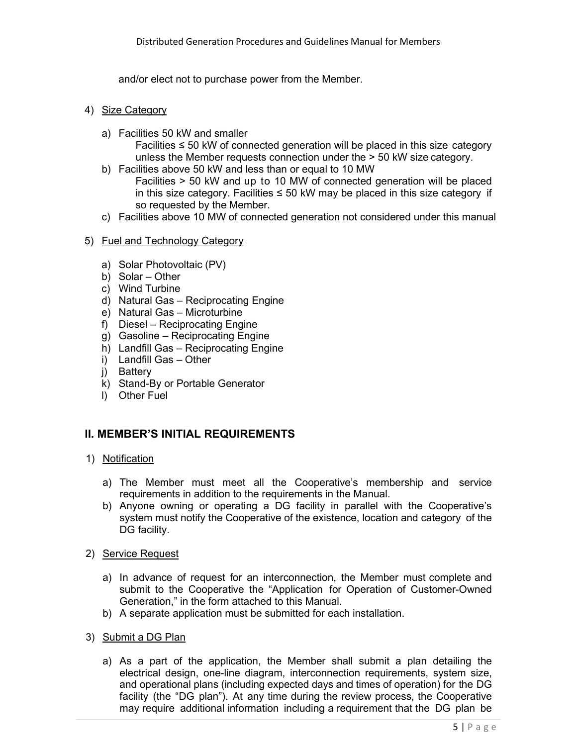and/or elect not to purchase power from the Member.

4) Size Category

   a) Facilities 50 kW and smaller
      Facilities ≤ 50 kW of connected generation will be placed in this size category unless the Member requests connection under the > 50 kW size category.
   b) Facilities above 50 kW and less than or equal to 10 MW
      Facilities > 50 kW and up to 10 MW of connected generation will be placed in this size category. Facilities ≤ 50 kW may be placed in this size category if so requested by the Member.
   c) Facilities above 10 MW of connected generation not considered under this manual

5) Fuel and Technology Category

   a) Solar Photovoltaic (PV)
   b) Solar – Other
   c) Wind Turbine
   d) Natural Gas – Reciprocating Engine
   e) Natural Gas – Microturbine
   f) Diesel – Reciprocating Engine
   g) Gasoline – Reciprocating Engine
   h) Landfill Gas – Reciprocating Engine
   i) Landfill Gas – Other
   j) Battery
   k) Stand-By or Portable Generator
   l) Other Fuel

## II. MEMBER'S INITIAL REQUIREMENTS

1) Notification

   a) The Member must meet all the Cooperative's membership and service requirements in addition to the requirements in the Manual.
   b) Anyone owning or operating a DG facility in parallel with the Cooperative's system must notify the Cooperative of the existence, location and category of the DG facility.

2) Service Request

   a) In advance of request for an interconnection, the Member must complete and submit to the Cooperative the "Application for Operation of Customer-Owned Generation," in the form attached to this Manual.
   b) A separate application must be submitted for each installation.

3) Submit a DG Plan

   a) As a part of the application, the Member shall submit a plan detailing the electrical design, one-line diagram, interconnection requirements, system size, and operational plans (including expected days and times of operation) for the DG facility (the "DG plan"). At any time during the review process, the Cooperative may require additional information including a requirement that the DG plan be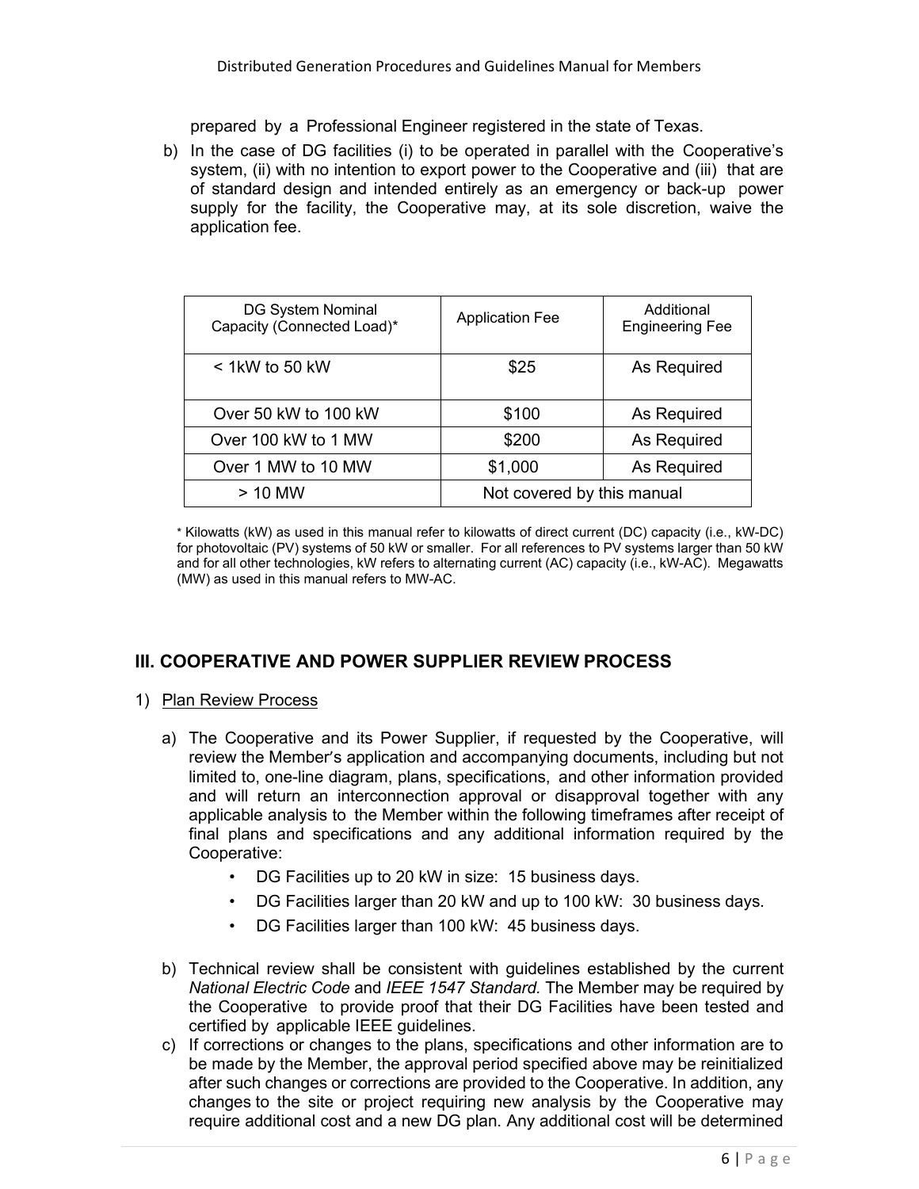prepared by a Professional Engineer registered in the state of Texas.

b) In the case of DG facilities (i) to be operated in parallel with the Cooperative's system, (ii) with no intention to export power to the Cooperative and (iii) that are of standard design and intended entirely as an emergency or back-up power supply for the facility, the Cooperative may, at its sole discretion, waive the application fee.

| DG System Nominal Capacity (Connected Load)* | Application Fee | Additional Engineering Fee |
|---|---|---|
| < 1kW to 50 kW | $25 | As Required |
| Over 50 kW to 100 kW | $100 | As Required |
| Over 100 kW to 1 MW | $200 | As Required |
| Over 1 MW to 10 MW | $1,000 | As Required |
| > 10 MW | Not covered by this manual | |

\* Kilowatts (kW) as used in this manual refer to kilowatts of direct current (DC) capacity (i.e., kW-DC) for photovoltaic (PV) systems of 50 kW or smaller. For all references to PV systems larger than 50 kW and for all other technologies, kW refers to alternating current (AC) capacity (i.e., kW-AC). Megawatts (MW) as used in this manual refers to MW-AC.

## III. COOPERATIVE AND POWER SUPPLIER REVIEW PROCESS

1) Plan Review Process

a) The Cooperative and its Power Supplier, if requested by the Cooperative, will review the Member's application and accompanying documents, including but not limited to, one-line diagram, plans, specifications, and other information provided and will return an interconnection approval or disapproval together with any applicable analysis to the Member within the following timeframes after receipt of final plans and specifications and any additional information required by the Cooperative:
   - DG Facilities up to 20 kW in size: 15 business days.
   - DG Facilities larger than 20 kW and up to 100 kW: 30 business days.
   - DG Facilities larger than 100 kW: 45 business days.

b) Technical review shall be consistent with guidelines established by the current *National Electric Code* and *IEEE 1547 Standard.* The Member may be required by the Cooperative to provide proof that their DG Facilities have been tested and certified by applicable IEEE guidelines.

c) If corrections or changes to the plans, specifications and other information are to be made by the Member, the approval period specified above may be reinitialized after such changes or corrections are provided to the Cooperative. In addition, any changes to the site or project requiring new analysis by the Cooperative may require additional cost and a new DG plan. Any additional cost will be determined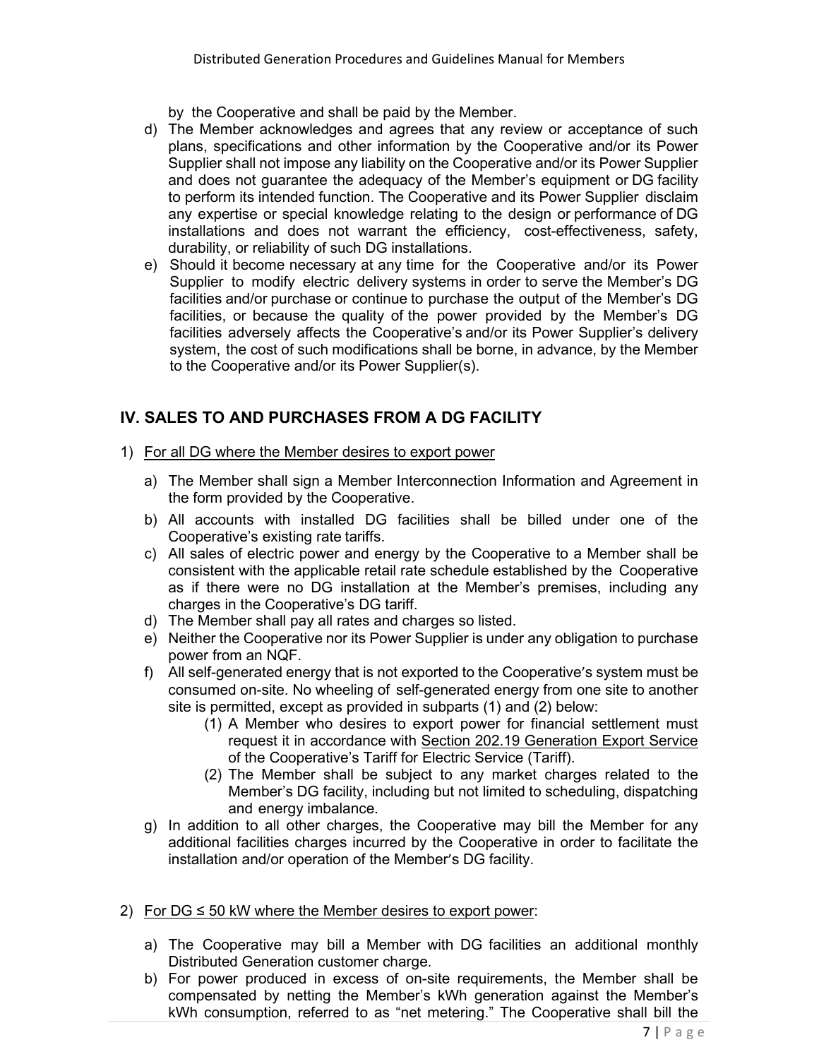by the Cooperative and shall be paid by the Member.

d) The Member acknowledges and agrees that any review or acceptance of such plans, specifications and other information by the Cooperative and/or its Power Supplier shall not impose any liability on the Cooperative and/or its Power Supplier and does not guarantee the adequacy of the Member's equipment or DG facility to perform its intended function. The Cooperative and its Power Supplier disclaim any expertise or special knowledge relating to the design or performance of DG installations and does not warrant the efficiency, cost-effectiveness, safety, durability, or reliability of such DG installations.

e) Should it become necessary at any time for the Cooperative and/or its Power Supplier to modify electric delivery systems in order to serve the Member's DG facilities and/or purchase or continue to purchase the output of the Member's DG facilities, or because the quality of the power provided by the Member's DG facilities adversely affects the Cooperative's and/or its Power Supplier's delivery system, the cost of such modifications shall be borne, in advance, by the Member to the Cooperative and/or its Power Supplier(s).

## IV. SALES TO AND PURCHASES FROM A DG FACILITY

1) For all DG where the Member desires to export power

   a) The Member shall sign a Member Interconnection Information and Agreement in the form provided by the Cooperative.

   b) All accounts with installed DG facilities shall be billed under one of the Cooperative's existing rate tariffs.

   c) All sales of electric power and energy by the Cooperative to a Member shall be consistent with the applicable retail rate schedule established by the Cooperative as if there were no DG installation at the Member's premises, including any charges in the Cooperative's DG tariff.

   d) The Member shall pay all rates and charges so listed.

   e) Neither the Cooperative nor its Power Supplier is under any obligation to purchase power from an NQF.

   f) All self-generated energy that is not exported to the Cooperative's system must be consumed on-site. No wheeling of self-generated energy from one site to another site is permitted, except as provided in subparts (1) and (2) below:

      (1) A Member who desires to export power for financial settlement must request it in accordance with Section 202.19 Generation Export Service of the Cooperative's Tariff for Electric Service (Tariff).

      (2) The Member shall be subject to any market charges related to the Member's DG facility, including but not limited to scheduling, dispatching and energy imbalance.

   g) In addition to all other charges, the Cooperative may bill the Member for any additional facilities charges incurred by the Cooperative in order to facilitate the installation and/or operation of the Member's DG facility.

2) For DG ≤ 50 kW where the Member desires to export power:

   a) The Cooperative may bill a Member with DG facilities an additional monthly Distributed Generation customer charge.

   b) For power produced in excess of on-site requirements, the Member shall be compensated by netting the Member's kWh generation against the Member's kWh consumption, referred to as "net metering." The Cooperative shall bill the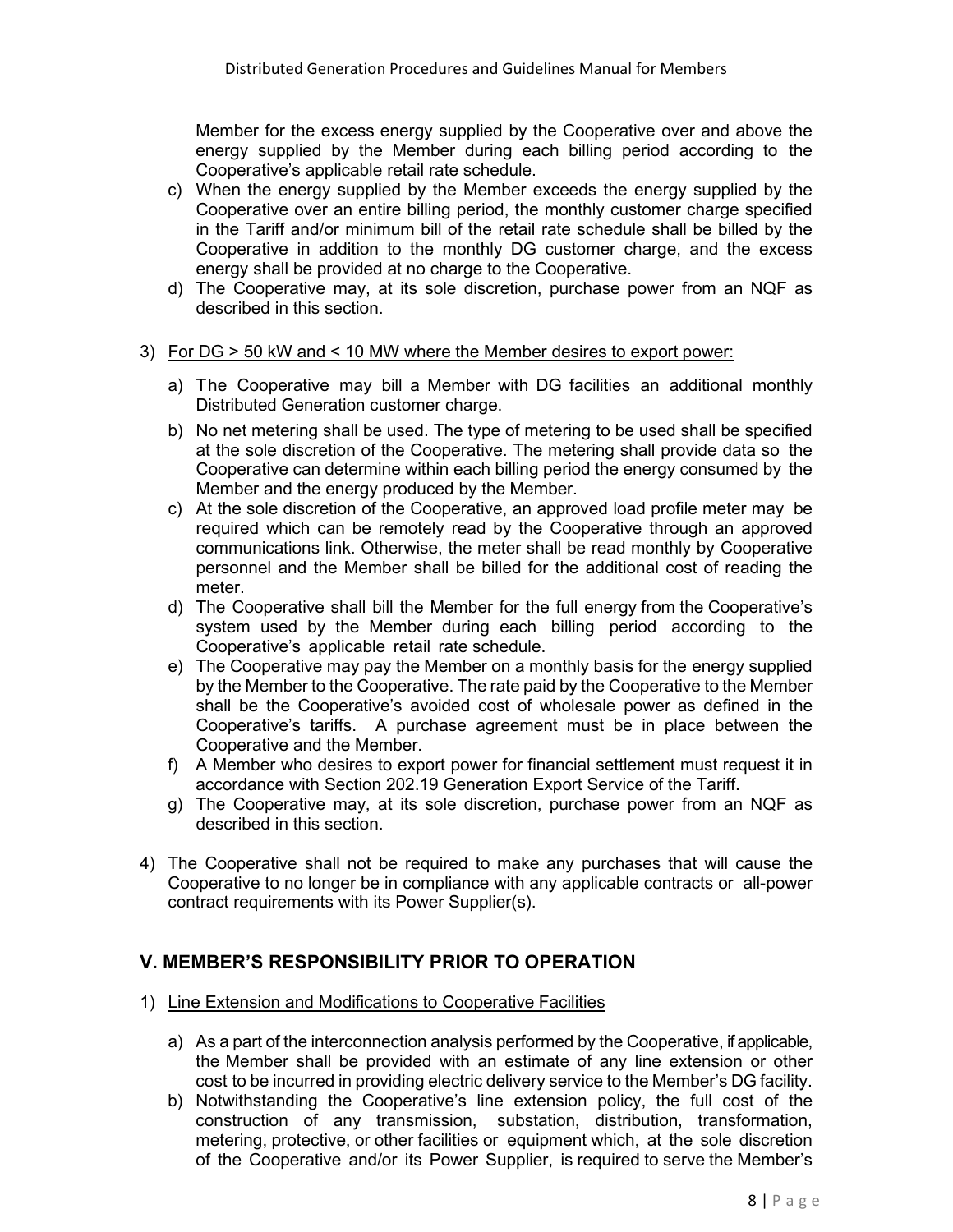Member for the excess energy supplied by the Cooperative over and above the energy supplied by the Member during each billing period according to the Cooperative's applicable retail rate schedule.

c) When the energy supplied by the Member exceeds the energy supplied by the Cooperative over an entire billing period, the monthly customer charge specified in the Tariff and/or minimum bill of the retail rate schedule shall be billed by the Cooperative in addition to the monthly DG customer charge, and the excess energy shall be provided at no charge to the Cooperative.

d) The Cooperative may, at its sole discretion, purchase power from an NQF as described in this section.

3) For DG > 50 kW and < 10 MW where the Member desires to export power:

a) The Cooperative may bill a Member with DG facilities an additional monthly Distributed Generation customer charge.

b) No net metering shall be used. The type of metering to be used shall be specified at the sole discretion of the Cooperative. The metering shall provide data so the Cooperative can determine within each billing period the energy consumed by the Member and the energy produced by the Member.

c) At the sole discretion of the Cooperative, an approved load profile meter may be required which can be remotely read by the Cooperative through an approved communications link. Otherwise, the meter shall be read monthly by Cooperative personnel and the Member shall be billed for the additional cost of reading the meter.

d) The Cooperative shall bill the Member for the full energy from the Cooperative's system used by the Member during each billing period according to the Cooperative's applicable retail rate schedule.

e) The Cooperative may pay the Member on a monthly basis for the energy supplied by the Member to the Cooperative. The rate paid by the Cooperative to the Member shall be the Cooperative's avoided cost of wholesale power as defined in the Cooperative's tariffs. A purchase agreement must be in place between the Cooperative and the Member.

f) A Member who desires to export power for financial settlement must request it in accordance with Section 202.19 Generation Export Service of the Tariff.

g) The Cooperative may, at its sole discretion, purchase power from an NQF as described in this section.

4) The Cooperative shall not be required to make any purchases that will cause the Cooperative to no longer be in compliance with any applicable contracts or all-power contract requirements with its Power Supplier(s).

## V. MEMBER'S RESPONSIBILITY PRIOR TO OPERATION

1) Line Extension and Modifications to Cooperative Facilities

a) As a part of the interconnection analysis performed by the Cooperative, if applicable, the Member shall be provided with an estimate of any line extension or other cost to be incurred in providing electric delivery service to the Member's DG facility.

b) Notwithstanding the Cooperative's line extension policy, the full cost of the construction of any transmission, substation, distribution, transformation, metering, protective, or other facilities or equipment which, at the sole discretion of the Cooperative and/or its Power Supplier, is required to serve the Member's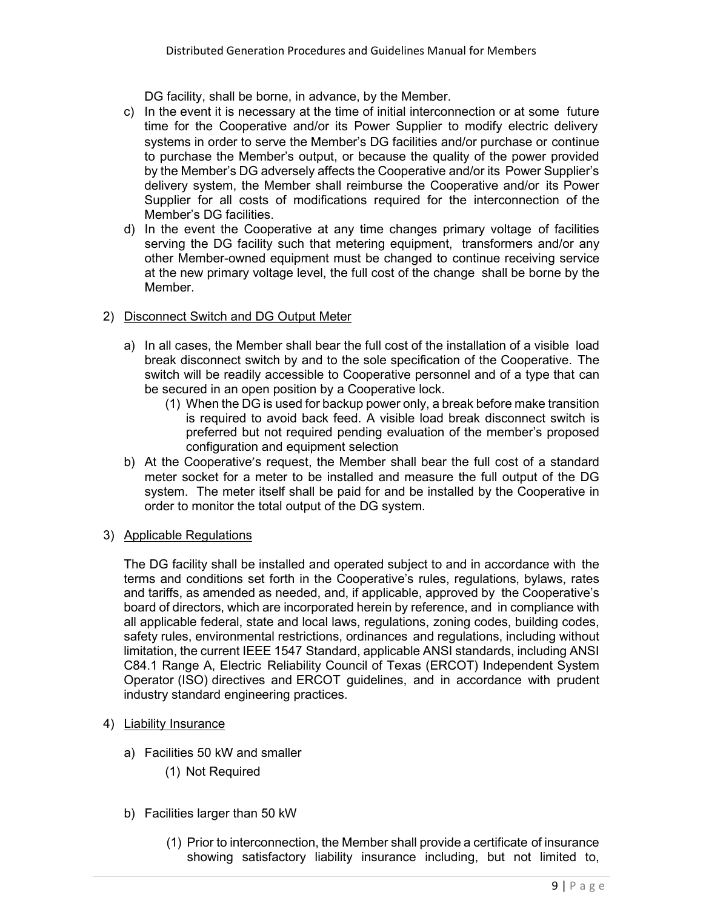DG facility, shall be borne, in advance, by the Member.

c) In the event it is necessary at the time of initial interconnection or at some future time for the Cooperative and/or its Power Supplier to modify electric delivery systems in order to serve the Member's DG facilities and/or purchase or continue to purchase the Member's output, or because the quality of the power provided by the Member's DG adversely affects the Cooperative and/or its Power Supplier's delivery system, the Member shall reimburse the Cooperative and/or its Power Supplier for all costs of modifications required for the interconnection of the Member's DG facilities.

d) In the event the Cooperative at any time changes primary voltage of facilities serving the DG facility such that metering equipment, transformers and/or any other Member-owned equipment must be changed to continue receiving service at the new primary voltage level, the full cost of the change shall be borne by the Member.

2) <u>Disconnect Switch and DG Output Meter</u>

   a) In all cases, the Member shall bear the full cost of the installation of a visible load break disconnect switch by and to the sole specification of the Cooperative. The switch will be readily accessible to Cooperative personnel and of a type that can be secured in an open position by a Cooperative lock.

      (1) When the DG is used for backup power only, a break before make transition is required to avoid back feed. A visible load break disconnect switch is preferred but not required pending evaluation of the member's proposed configuration and equipment selection

   b) At the Cooperative's request, the Member shall bear the full cost of a standard meter socket for a meter to be installed and measure the full output of the DG system. The meter itself shall be paid for and be installed by the Cooperative in order to monitor the total output of the DG system.

3) <u>Applicable Regulations</u>

   The DG facility shall be installed and operated subject to and in accordance with the terms and conditions set forth in the Cooperative's rules, regulations, bylaws, rates and tariffs, as amended as needed, and, if applicable, approved by the Cooperative's board of directors, which are incorporated herein by reference, and in compliance with all applicable federal, state and local laws, regulations, zoning codes, building codes, safety rules, environmental restrictions, ordinances and regulations, including without limitation, the current IEEE 1547 Standard, applicable ANSI standards, including ANSI C84.1 Range A, Electric Reliability Council of Texas (ERCOT) Independent System Operator (ISO) directives and ERCOT guidelines, and in accordance with prudent industry standard engineering practices.

4) <u>Liability Insurance</u>

   a) Facilities 50 kW and smaller

      (1) Not Required

   b) Facilities larger than 50 kW

      (1) Prior to interconnection, the Member shall provide a certificate of insurance showing satisfactory liability insurance including, but not limited to,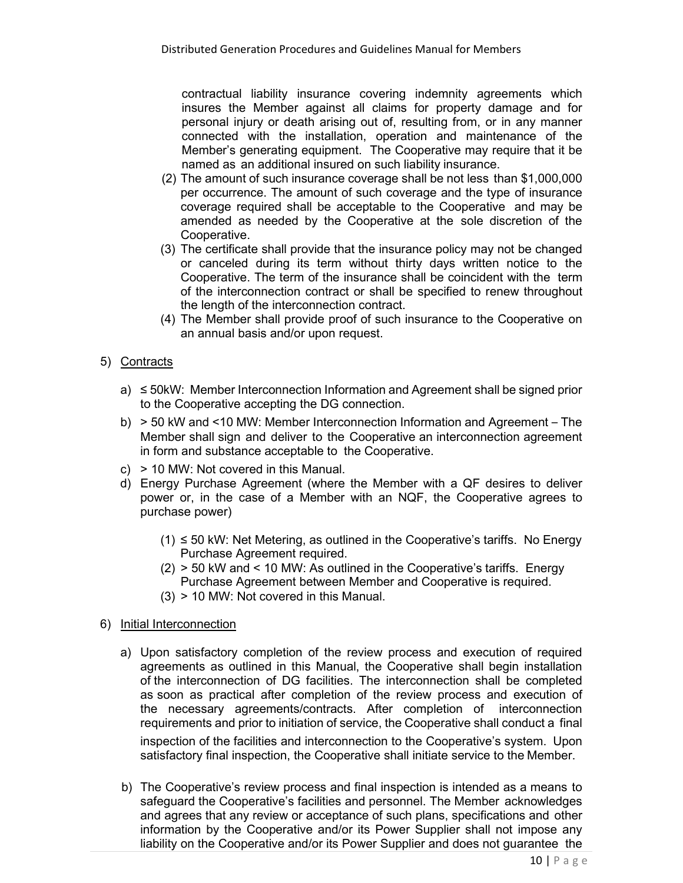contractual liability insurance covering indemnity agreements which insures the Member against all claims for property damage and for personal injury or death arising out of, resulting from, or in any manner connected with the installation, operation and maintenance of the Member's generating equipment. The Cooperative may require that it be named as an additional insured on such liability insurance.

(2) The amount of such insurance coverage shall be not less than $1,000,000 per occurrence. The amount of such coverage and the type of insurance coverage required shall be acceptable to the Cooperative and may be amended as needed by the Cooperative at the sole discretion of the Cooperative.

(3) The certificate shall provide that the insurance policy may not be changed or canceled during its term without thirty days written notice to the Cooperative. The term of the insurance shall be coincident with the term of the interconnection contract or shall be specified to renew throughout the length of the interconnection contract.

(4) The Member shall provide proof of such insurance to the Cooperative on an annual basis and/or upon request.

5) <u>Contracts</u>

a) ≤ 50kW: Member Interconnection Information and Agreement shall be signed prior to the Cooperative accepting the DG connection.

b) > 50 kW and <10 MW: Member Interconnection Information and Agreement – The Member shall sign and deliver to the Cooperative an interconnection agreement in form and substance acceptable to the Cooperative.

c) > 10 MW: Not covered in this Manual.

d) Energy Purchase Agreement (where the Member with a QF desires to deliver power or, in the case of a Member with an NQF, the Cooperative agrees to purchase power)

(1) ≤ 50 kW: Net Metering, as outlined in the Cooperative's tariffs. No Energy Purchase Agreement required.

(2) > 50 kW and < 10 MW: As outlined in the Cooperative's tariffs. Energy Purchase Agreement between Member and Cooperative is required.

(3) > 10 MW: Not covered in this Manual.

6) <u>Initial Interconnection</u>

a) Upon satisfactory completion of the review process and execution of required agreements as outlined in this Manual, the Cooperative shall begin installation of the interconnection of DG facilities. The interconnection shall be completed as soon as practical after completion of the review process and execution of the necessary agreements/contracts. After completion of interconnection requirements and prior to initiation of service, the Cooperative shall conduct a final inspection of the facilities and interconnection to the Cooperative's system. Upon satisfactory final inspection, the Cooperative shall initiate service to the Member.

b) The Cooperative's review process and final inspection is intended as a means to safeguard the Cooperative's facilities and personnel. The Member acknowledges and agrees that any review or acceptance of such plans, specifications and other information by the Cooperative and/or its Power Supplier shall not impose any liability on the Cooperative and/or its Power Supplier and does not guarantee the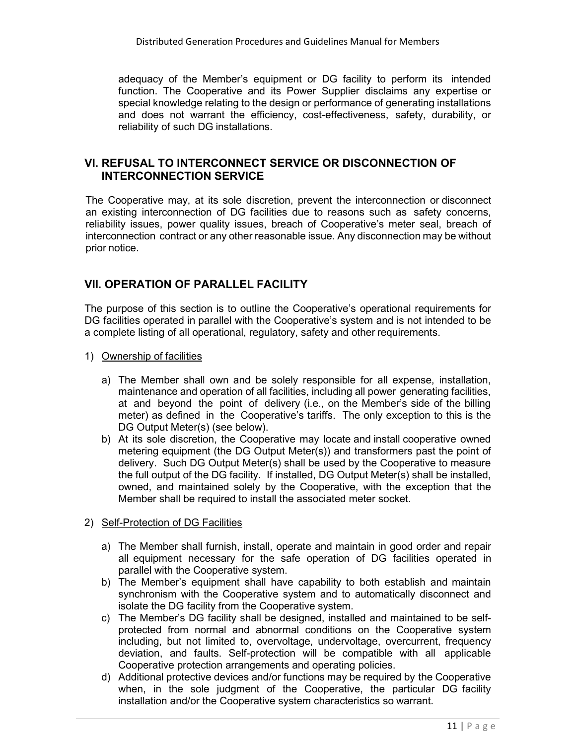adequacy of the Member's equipment or DG facility to perform its intended function. The Cooperative and its Power Supplier disclaims any expertise or special knowledge relating to the design or performance of generating installations and does not warrant the efficiency, cost-effectiveness, safety, durability, or reliability of such DG installations.

## VI. REFUSAL TO INTERCONNECT SERVICE OR DISCONNECTION OF INTERCONNECTION SERVICE

The Cooperative may, at its sole discretion, prevent the interconnection or disconnect an existing interconnection of DG facilities due to reasons such as safety concerns, reliability issues, power quality issues, breach of Cooperative's meter seal, breach of interconnection contract or any other reasonable issue. Any disconnection may be without prior notice.

## VII. OPERATION OF PARALLEL FACILITY

The purpose of this section is to outline the Cooperative's operational requirements for DG facilities operated in parallel with the Cooperative's system and is not intended to be a complete listing of all operational, regulatory, safety and other requirements.

1) Ownership of facilities

   a) The Member shall own and be solely responsible for all expense, installation, maintenance and operation of all facilities, including all power generating facilities, at and beyond the point of delivery (i.e., on the Member's side of the billing meter) as defined in the Cooperative's tariffs. The only exception to this is the DG Output Meter(s) (see below).
   b) At its sole discretion, the Cooperative may locate and install cooperative owned metering equipment (the DG Output Meter(s)) and transformers past the point of delivery. Such DG Output Meter(s) shall be used by the Cooperative to measure the full output of the DG facility. If installed, DG Output Meter(s) shall be installed, owned, and maintained solely by the Cooperative, with the exception that the Member shall be required to install the associated meter socket.

2) Self-Protection of DG Facilities

   a) The Member shall furnish, install, operate and maintain in good order and repair all equipment necessary for the safe operation of DG facilities operated in parallel with the Cooperative system.
   b) The Member's equipment shall have capability to both establish and maintain synchronism with the Cooperative system and to automatically disconnect and isolate the DG facility from the Cooperative system.
   c) The Member's DG facility shall be designed, installed and maintained to be self-protected from normal and abnormal conditions on the Cooperative system including, but not limited to, overvoltage, undervoltage, overcurrent, frequency deviation, and faults. Self-protection will be compatible with all applicable Cooperative protection arrangements and operating policies.
   d) Additional protective devices and/or functions may be required by the Cooperative when, in the sole judgment of the Cooperative, the particular DG facility installation and/or the Cooperative system characteristics so warrant.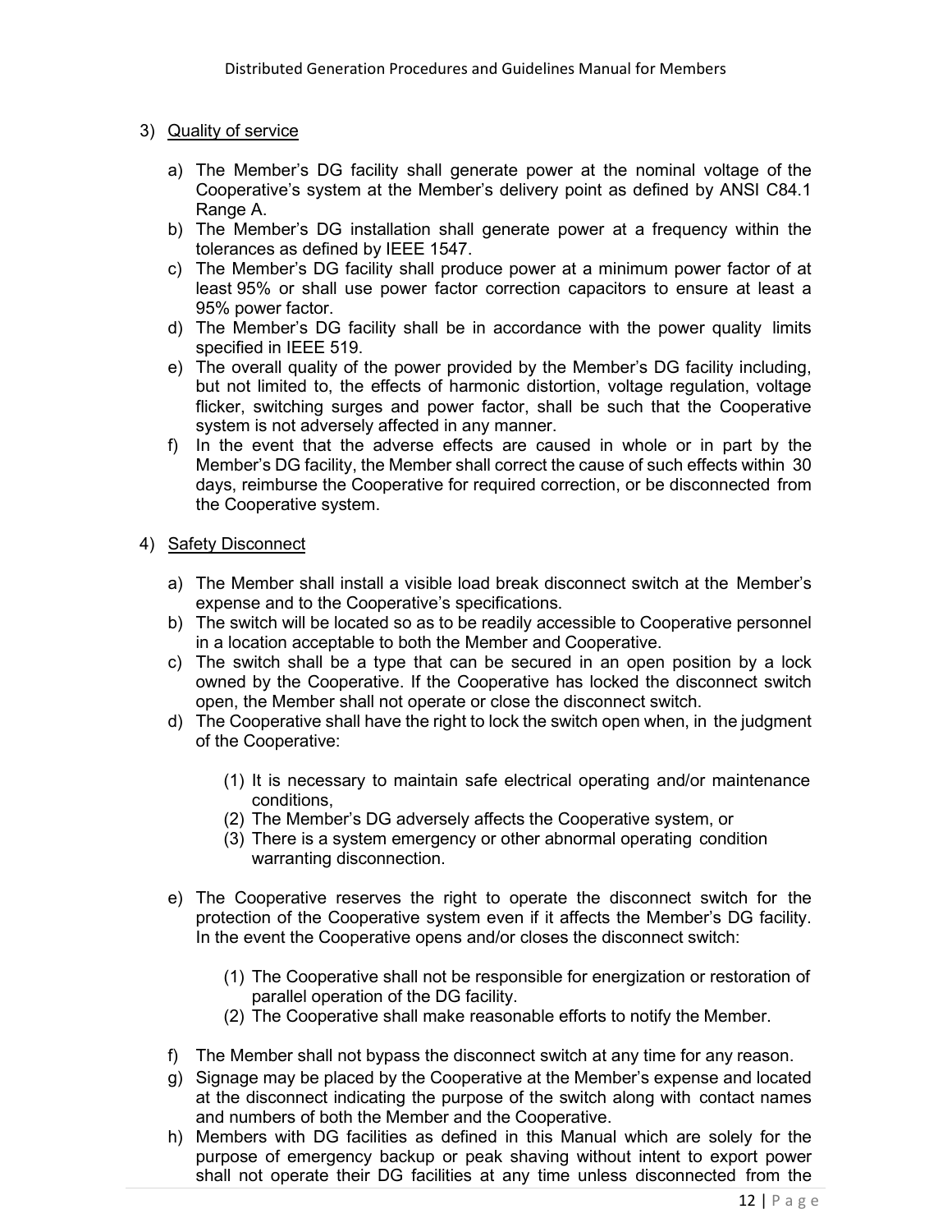3) <u>Quality of service</u>

   a) The Member's DG facility shall generate power at the nominal voltage of the Cooperative's system at the Member's delivery point as defined by ANSI C84.1 Range A.
   b) The Member's DG installation shall generate power at a frequency within the tolerances as defined by IEEE 1547.
   c) The Member's DG facility shall produce power at a minimum power factor of at least 95% or shall use power factor correction capacitors to ensure at least a 95% power factor.
   d) The Member's DG facility shall be in accordance with the power quality limits specified in IEEE 519.
   e) The overall quality of the power provided by the Member's DG facility including, but not limited to, the effects of harmonic distortion, voltage regulation, voltage flicker, switching surges and power factor, shall be such that the Cooperative system is not adversely affected in any manner.
   f) In the event that the adverse effects are caused in whole or in part by the Member's DG facility, the Member shall correct the cause of such effects within 30 days, reimburse the Cooperative for required correction, or be disconnected from the Cooperative system.

4) <u>Safety Disconnect</u>

   a) The Member shall install a visible load break disconnect switch at the Member's expense and to the Cooperative's specifications.
   b) The switch will be located so as to be readily accessible to Cooperative personnel in a location acceptable to both the Member and Cooperative.
   c) The switch shall be a type that can be secured in an open position by a lock owned by the Cooperative. If the Cooperative has locked the disconnect switch open, the Member shall not operate or close the disconnect switch.
   d) The Cooperative shall have the right to lock the switch open when, in the judgment of the Cooperative:

      (1) It is necessary to maintain safe electrical operating and/or maintenance conditions,
      (2) The Member's DG adversely affects the Cooperative system, or
      (3) There is a system emergency or other abnormal operating condition warranting disconnection.

   e) The Cooperative reserves the right to operate the disconnect switch for the protection of the Cooperative system even if it affects the Member's DG facility. In the event the Cooperative opens and/or closes the disconnect switch:

      (1) The Cooperative shall not be responsible for energization or restoration of parallel operation of the DG facility.
      (2) The Cooperative shall make reasonable efforts to notify the Member.

   f) The Member shall not bypass the disconnect switch at any time for any reason.
   g) Signage may be placed by the Cooperative at the Member's expense and located at the disconnect indicating the purpose of the switch along with contact names and numbers of both the Member and the Cooperative.
   h) Members with DG facilities as defined in this Manual which are solely for the purpose of emergency backup or peak shaving without intent to export power shall not operate their DG facilities at any time unless disconnected from the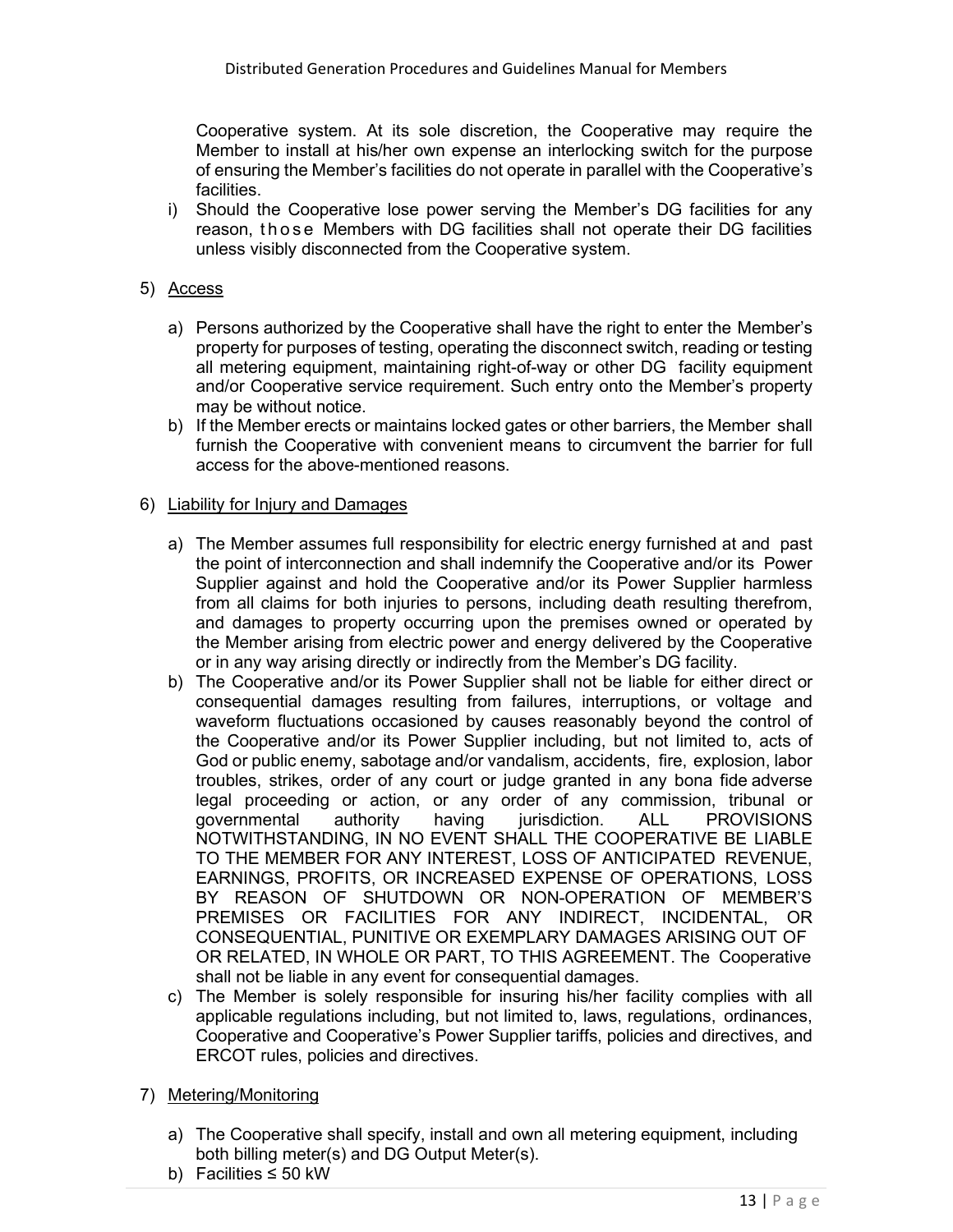Cooperative system. At its sole discretion, the Cooperative may require the Member to install at his/her own expense an interlocking switch for the purpose of ensuring the Member's facilities do not operate in parallel with the Cooperative's facilities.

i) Should the Cooperative lose power serving the Member's DG facilities for any reason, those Members with DG facilities shall not operate their DG facilities unless visibly disconnected from the Cooperative system.

5) <u>Access</u>

   a) Persons authorized by the Cooperative shall have the right to enter the Member's property for purposes of testing, operating the disconnect switch, reading or testing all metering equipment, maintaining right-of-way or other DG facility equipment and/or Cooperative service requirement. Such entry onto the Member's property may be without notice.
   b) If the Member erects or maintains locked gates or other barriers, the Member shall furnish the Cooperative with convenient means to circumvent the barrier for full access for the above-mentioned reasons.

6) <u>Liability for Injury and Damages</u>

   a) The Member assumes full responsibility for electric energy furnished at and past the point of interconnection and shall indemnify the Cooperative and/or its Power Supplier against and hold the Cooperative and/or its Power Supplier harmless from all claims for both injuries to persons, including death resulting therefrom, and damages to property occurring upon the premises owned or operated by the Member arising from electric power and energy delivered by the Cooperative or in any way arising directly or indirectly from the Member's DG facility.
   b) The Cooperative and/or its Power Supplier shall not be liable for either direct or consequential damages resulting from failures, interruptions, or voltage and waveform fluctuations occasioned by causes reasonably beyond the control of the Cooperative and/or its Power Supplier including, but not limited to, acts of God or public enemy, sabotage and/or vandalism, accidents, fire, explosion, labor troubles, strikes, order of any court or judge granted in any bona fide adverse legal proceeding or action, or any order of any commission, tribunal or governmental authority having jurisdiction. ALL PROVISIONS NOTWITHSTANDING, IN NO EVENT SHALL THE COOPERATIVE BE LIABLE TO THE MEMBER FOR ANY INTEREST, LOSS OF ANTICIPATED REVENUE, EARNINGS, PROFITS, OR INCREASED EXPENSE OF OPERATIONS, LOSS BY REASON OF SHUTDOWN OR NON-OPERATION OF MEMBER'S PREMISES OR FACILITIES FOR ANY INDIRECT, INCIDENTAL, OR CONSEQUENTIAL, PUNITIVE OR EXEMPLARY DAMAGES ARISING OUT OF OR RELATED, IN WHOLE OR PART, TO THIS AGREEMENT. The Cooperative shall not be liable in any event for consequential damages.
   c) The Member is solely responsible for insuring his/her facility complies with all applicable regulations including, but not limited to, laws, regulations, ordinances, Cooperative and Cooperative's Power Supplier tariffs, policies and directives, and ERCOT rules, policies and directives.

7) <u>Metering/Monitoring</u>

   a) The Cooperative shall specify, install and own all metering equipment, including both billing meter(s) and DG Output Meter(s).
   b) Facilities ≤ 50 kW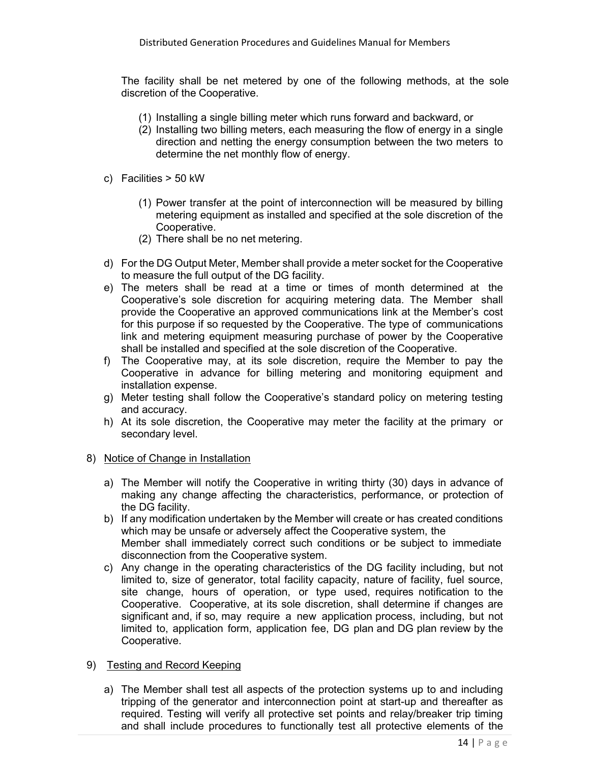The facility shall be net metered by one of the following methods, at the sole discretion of the Cooperative.

(1) Installing a single billing meter which runs forward and backward, or
(2) Installing two billing meters, each measuring the flow of energy in a single direction and netting the energy consumption between the two meters to determine the net monthly flow of energy.

c) Facilities > 50 kW

(1) Power transfer at the point of interconnection will be measured by billing metering equipment as installed and specified at the sole discretion of the Cooperative.
(2) There shall be no net metering.

d) For the DG Output Meter, Member shall provide a meter socket for the Cooperative to measure the full output of the DG facility.
e) The meters shall be read at a time or times of month determined at the Cooperative's sole discretion for acquiring metering data. The Member shall provide the Cooperative an approved communications link at the Member's cost for this purpose if so requested by the Cooperative. The type of communications link and metering equipment measuring purchase of power by the Cooperative shall be installed and specified at the sole discretion of the Cooperative.
f) The Cooperative may, at its sole discretion, require the Member to pay the Cooperative in advance for billing metering and monitoring equipment and installation expense.
g) Meter testing shall follow the Cooperative's standard policy on metering testing and accuracy.
h) At its sole discretion, the Cooperative may meter the facility at the primary or secondary level.

8) <u>Notice of Change in Installation</u>

a) The Member will notify the Cooperative in writing thirty (30) days in advance of making any change affecting the characteristics, performance, or protection of the DG facility.
b) If any modification undertaken by the Member will create or has created conditions which may be unsafe or adversely affect the Cooperative system, the Member shall immediately correct such conditions or be subject to immediate disconnection from the Cooperative system.
c) Any change in the operating characteristics of the DG facility including, but not limited to, size of generator, total facility capacity, nature of facility, fuel source, site change, hours of operation, or type used, requires notification to the Cooperative. Cooperative, at its sole discretion, shall determine if changes are significant and, if so, may require a new application process, including, but not limited to, application form, application fee, DG plan and DG plan review by the Cooperative.

9) <u>Testing and Record Keeping</u>

a) The Member shall test all aspects of the protection systems up to and including tripping of the generator and interconnection point at start-up and thereafter as required. Testing will verify all protective set points and relay/breaker trip timing and shall include procedures to functionally test all protective elements of the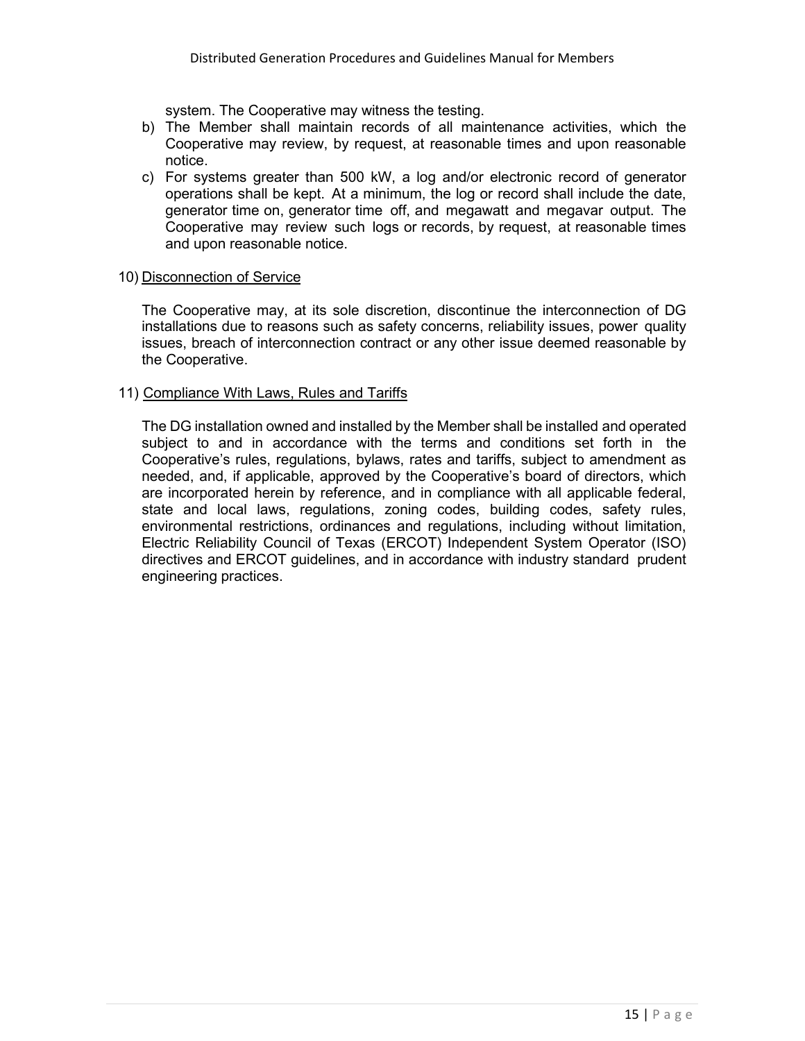system. The Cooperative may witness the testing.

b) The Member shall maintain records of all maintenance activities, which the Cooperative may review, by request, at reasonable times and upon reasonable notice.

c) For systems greater than 500 kW, a log and/or electronic record of generator operations shall be kept. At a minimum, the log or record shall include the date, generator time on, generator time off, and megawatt and megavar output. The Cooperative may review such logs or records, by request, at reasonable times and upon reasonable notice.

10) Disconnection of Service

The Cooperative may, at its sole discretion, discontinue the interconnection of DG installations due to reasons such as safety concerns, reliability issues, power quality issues, breach of interconnection contract or any other issue deemed reasonable by the Cooperative.

11) Compliance With Laws, Rules and Tariffs

The DG installation owned and installed by the Member shall be installed and operated subject to and in accordance with the terms and conditions set forth in the Cooperative's rules, regulations, bylaws, rates and tariffs, subject to amendment as needed, and, if applicable, approved by the Cooperative's board of directors, which are incorporated herein by reference, and in compliance with all applicable federal, state and local laws, regulations, zoning codes, building codes, safety rules, environmental restrictions, ordinances and regulations, including without limitation, Electric Reliability Council of Texas (ERCOT) Independent System Operator (ISO) directives and ERCOT guidelines, and in accordance with industry standard prudent engineering practices.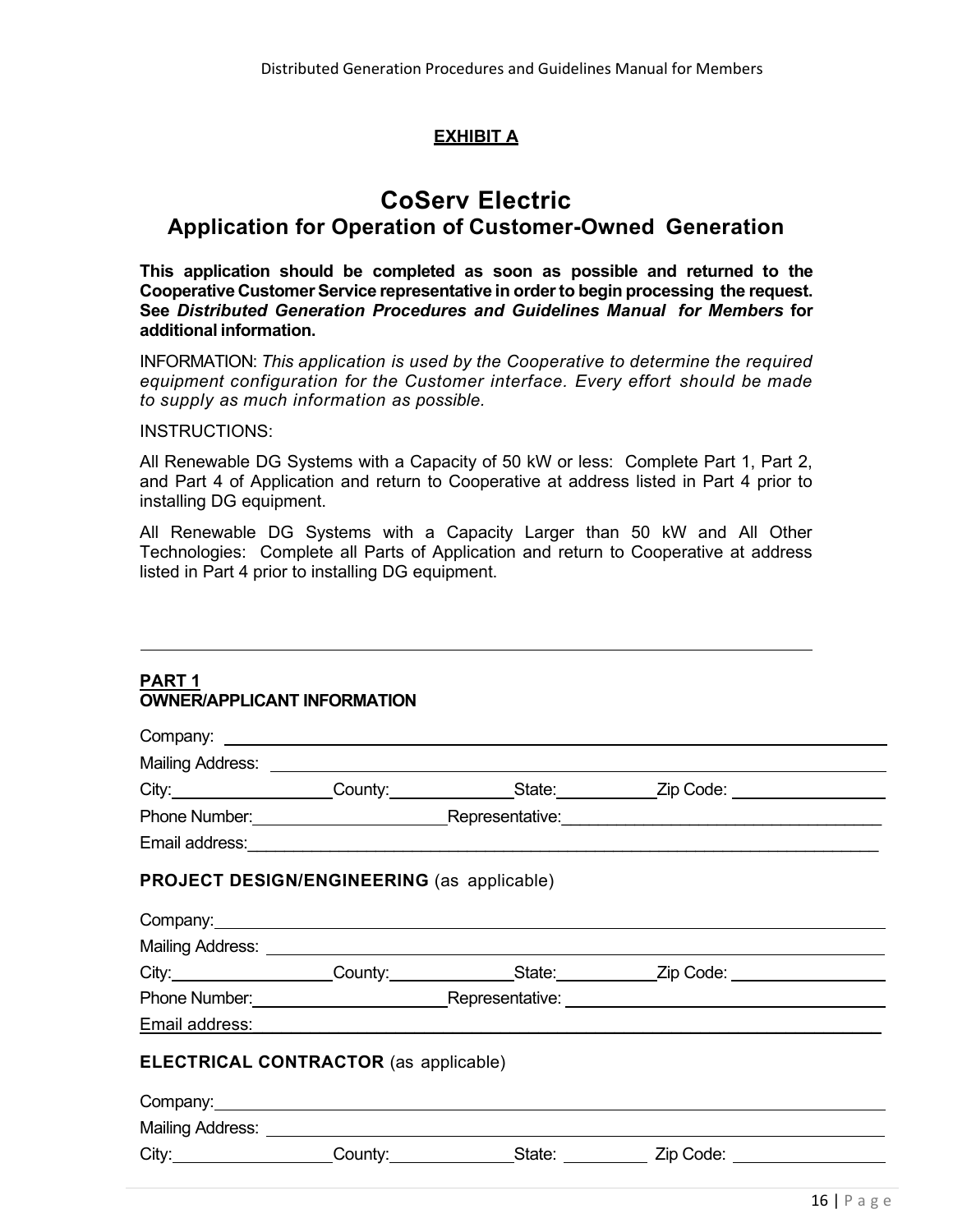**EXHIBIT A**

# CoServ Electric

## Application for Operation of Customer-Owned Generation

**This application should be completed as soon as possible and returned to the Cooperative Customer Service representative in order to begin processing the request. See *Distributed Generation Procedures and Guidelines Manual for Members* for additional information.**

INFORMATION: *This application is used by the Cooperative to determine the required equipment configuration for the Customer interface. Every effort should be made to supply as much information as possible.*

INSTRUCTIONS:

All Renewable DG Systems with a Capacity of 50 kW or less: Complete Part 1, Part 2, and Part 4 of Application and return to Cooperative at address listed in Part 4 prior to installing DG equipment.

All Renewable DG Systems with a Capacity Larger than 50 kW and All Other Technologies: Complete all Parts of Application and return to Cooperative at address listed in Part 4 prior to installing DG equipment.

---

**PART 1**
**OWNER/APPLICANT INFORMATION**

Company: ______________________________

Mailing Address: ______________________________

City: __________ County: __________ State: __________ Zip Code: __________

Phone Number: __________ Representative: ______________________________

Email address: ______________________________

**PROJECT DESIGN/ENGINEERING** (as applicable)

Company: ______________________________

Mailing Address: ______________________________

City: __________ County: __________ State: __________ Zip Code: __________

Phone Number: __________ Representative: ______________________________

Email address: ______________________________

**ELECTRICAL CONTRACTOR** (as applicable)

Company: ______________________________

Mailing Address: ______________________________

City: __________ County: __________ State: __________ Zip Code: __________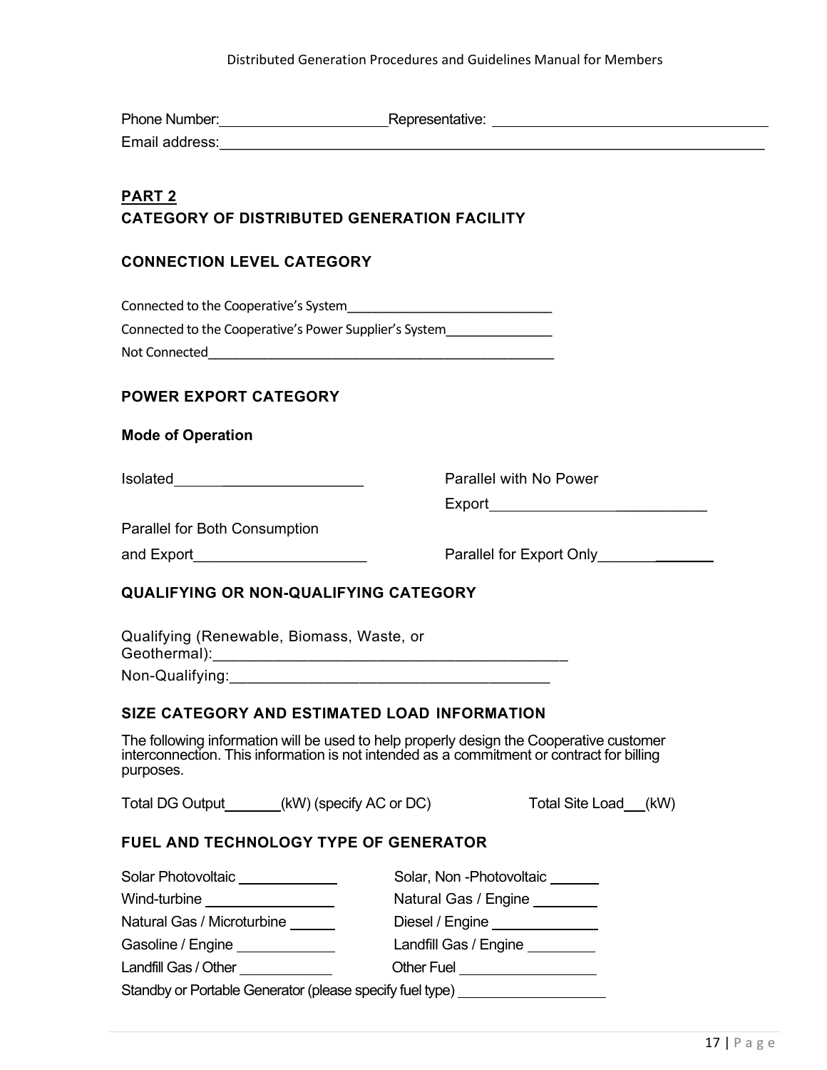Phone Number:______________________ Representative: ___________________________________

Email address:_________________________________________________________________________

## PART 2

## CATEGORY OF DISTRIBUTED GENERATION FACILITY

### CONNECTION LEVEL CATEGORY

Connected to the Cooperative's System____________________________

Connected to the Cooperative's Power Supplier's System_______________

Not Connected_________________________________________________

### POWER EXPORT CATEGORY

**Mode of Operation**

Isolated___________________________

Parallel with No Power Export___________________________

Parallel for Both Consumption and Export______________________

Parallel for Export Only_______________

### QUALIFYING OR NON-QUALIFYING CATEGORY

Qualifying (Renewable, Biomass, Waste, or Geothermal):____________________________________________

Non-Qualifying:________________________________________

### SIZE CATEGORY AND ESTIMATED LOAD INFORMATION

The following information will be used to help properly design the Cooperative customer interconnection. This information is not intended as a commitment or contract for billing purposes.

Total DG Output_______(kW) (specify AC or DC) Total Site Load___(kW)

### FUEL AND TECHNOLOGY TYPE OF GENERATOR

Solar Photovoltaic _____________

Solar, Non -Photovoltaic ______

Wind-turbine ________________

Natural Gas / Engine ________

Natural Gas / Microturbine ______

Diesel / Engine _____________

Gasoline / Engine _____________

Landfill Gas / Engine _________

Landfill Gas / Other ____________

Other Fuel __________________

Standby or Portable Generator (please specify fuel type) ___________________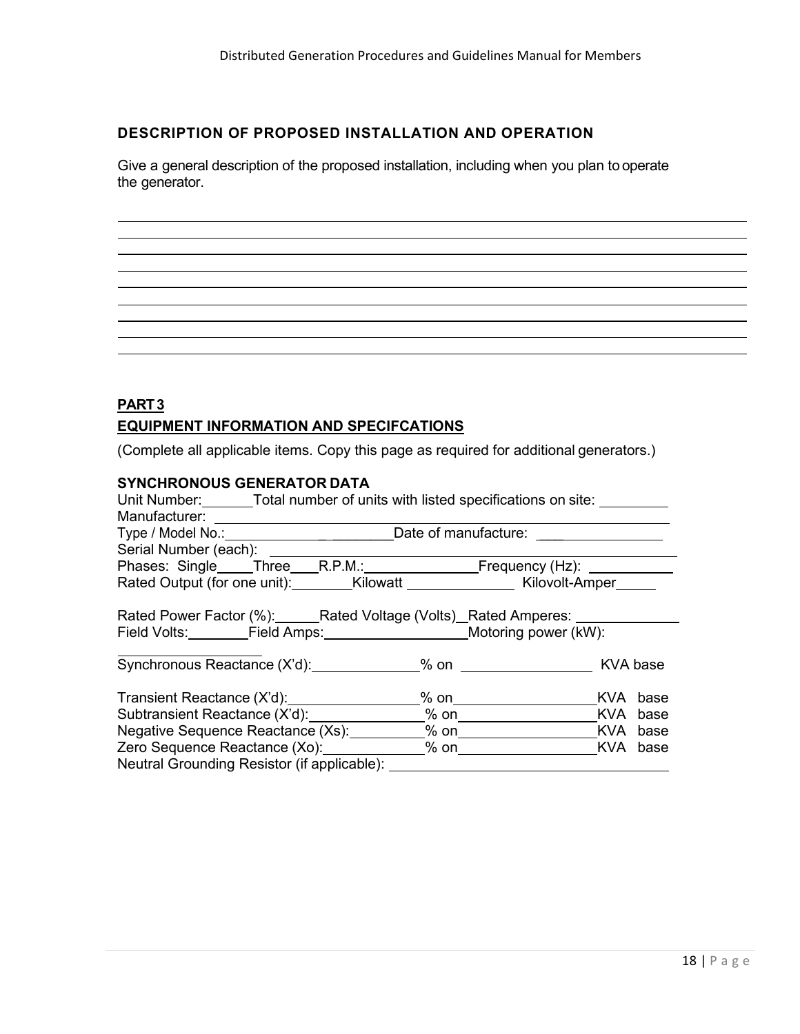### DESCRIPTION OF PROPOSED INSTALLATION AND OPERATION

Give a general description of the proposed installation, including when you plan to operate the generator.

\_\_\_\_\_\_\_\_\_\_\_\_\_\_\_\_\_\_\_\_\_\_\_\_\_\_\_\_\_\_\_\_\_\_\_\_\_\_\_\_\_\_\_\_\_\_\_\_\_\_\_\_\_\_\_\_\_\_\_\_

\_\_\_\_\_\_\_\_\_\_\_\_\_\_\_\_\_\_\_\_\_\_\_\_\_\_\_\_\_\_\_\_\_\_\_\_\_\_\_\_\_\_\_\_\_\_\_\_\_\_\_\_\_\_\_\_\_\_\_\_

\_\_\_\_\_\_\_\_\_\_\_\_\_\_\_\_\_\_\_\_\_\_\_\_\_\_\_\_\_\_\_\_\_\_\_\_\_\_\_\_\_\_\_\_\_\_\_\_\_\_\_\_\_\_\_\_\_\_\_\_

\_\_\_\_\_\_\_\_\_\_\_\_\_\_\_\_\_\_\_\_\_\_\_\_\_\_\_\_\_\_\_\_\_\_\_\_\_\_\_\_\_\_\_\_\_\_\_\_\_\_\_\_\_\_\_\_\_\_\_\_

\_\_\_\_\_\_\_\_\_\_\_\_\_\_\_\_\_\_\_\_\_\_\_\_\_\_\_\_\_\_\_\_\_\_\_\_\_\_\_\_\_\_\_\_\_\_\_\_\_\_\_\_\_\_\_\_\_\_\_\_

\_\_\_\_\_\_\_\_\_\_\_\_\_\_\_\_\_\_\_\_\_\_\_\_\_\_\_\_\_\_\_\_\_\_\_\_\_\_\_\_\_\_\_\_\_\_\_\_\_\_\_\_\_\_\_\_\_\_\_\_

\_\_\_\_\_\_\_\_\_\_\_\_\_\_\_\_\_\_\_\_\_\_\_\_\_\_\_\_\_\_\_\_\_\_\_\_\_\_\_\_\_\_\_\_\_\_\_\_\_\_\_\_\_\_\_\_\_\_\_\_

\_\_\_\_\_\_\_\_\_\_\_\_\_\_\_\_\_\_\_\_\_\_\_\_\_\_\_\_\_\_\_\_\_\_\_\_\_\_\_\_\_\_\_\_\_\_\_\_\_\_\_\_\_\_\_\_\_\_\_\_

## PART 3

### EQUIPMENT INFORMATION AND SPECIFCATIONS

(Complete all applicable items. Copy this page as required for additional generators.)

**SYNCHRONOUS GENERATOR DATA**

Unit Number:\_\_\_\_\_\_\_ Total number of units with listed specifications on site: \_\_\_\_\_\_\_\_\_

Manufacturer: \_\_\_\_\_\_\_\_\_\_\_\_\_\_\_\_\_\_\_\_\_\_\_\_\_\_\_\_\_\_\_\_\_\_\_\_\_\_\_\_\_\_\_\_\_\_\_\_

Type / Model No.:\_\_\_\_\_\_\_\_\_\_\_\_\_\_\_\_\_\_\_\_\_\_ Date of manufacture: \_\_\_\_\_\_\_\_\_\_\_\_\_\_\_\_\_\_

Serial Number (each): \_\_\_\_\_\_\_\_\_\_\_\_\_\_\_\_\_\_\_\_\_\_\_\_\_\_\_\_\_\_\_\_\_\_\_\_\_\_\_\_\_\_\_\_\_\_

Phases: Single\_\_\_\_\_ Three\_\_\_\_ R.P.M.:\_\_\_\_\_\_\_\_\_\_\_\_\_\_\_ Frequency (Hz): \_\_\_\_\_\_\_\_\_\_\_

Rated Output (for one unit):\_\_\_\_\_\_\_\_ Kilowatt \_\_\_\_\_\_\_\_\_\_\_\_\_\_ Kilovolt-Amper\_\_\_\_\_

Rated Power Factor (%):\_\_\_\_\_\_ Rated Voltage (Volts)\_\_ Rated Amperes: \_\_\_\_\_\_\_\_\_\_\_\_\_\_

Field Volts:\_\_\_\_\_\_\_\_ Field Amps:\_\_\_\_\_\_\_\_\_\_\_\_\_\_\_\_\_\_\_ Motoring power (kW): \_\_\_\_\_\_\_\_\_\_\_\_\_\_\_\_\_\_\_

Synchronous Reactance (X'd):\_\_\_\_\_\_\_\_\_\_\_\_\_\_ % on \_\_\_\_\_\_\_\_\_\_\_\_\_\_\_\_\_ KVA base

Transient Reactance (X'd):\_\_\_\_\_\_\_\_\_\_\_\_\_\_\_\_\_ % on\_\_\_\_\_\_\_\_\_\_\_\_\_\_\_\_\_\_\_ KVA base

Subtransient Reactance (X'd):\_\_\_\_\_\_\_\_\_\_\_\_\_\_\_\_ % on\_\_\_\_\_\_\_\_\_\_\_\_\_\_\_\_\_\_\_ KVA base

Negative Sequence Reactance (Xs):\_\_\_\_\_\_\_\_\_\_ % on\_\_\_\_\_\_\_\_\_\_\_\_\_\_\_\_\_\_\_ KVA base

Zero Sequence Reactance (Xo):\_\_\_\_\_\_\_\_\_\_\_\_\_ % on\_\_\_\_\_\_\_\_\_\_\_\_\_\_\_\_\_\_\_ KVA base

Neutral Grounding Resistor (if applicable): \_\_\_\_\_\_\_\_\_\_\_\_\_\_\_\_\_\_\_\_\_\_\_\_\_\_\_\_\_\_\_\_\_\_\_\_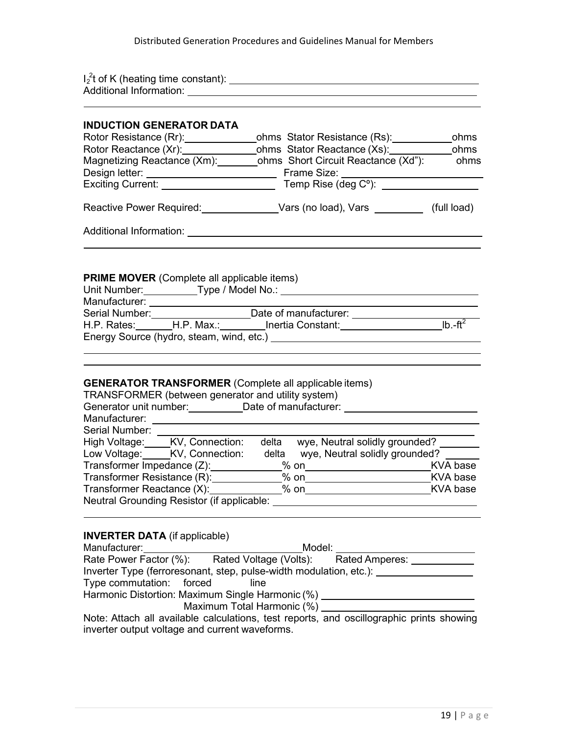$I_2^2t$ of K (heating time constant): ______________________________

Additional Information: ______________________________

______________________________

**INDUCTION GENERATOR DATA**

Rotor Resistance (Rr):__________ohms Stator Resistance (Rs):__________ohms

Rotor Reactance (Xr):__________ohms Stator Reactance (Xs):__________ohms

Magnetizing Reactance (Xm):__________ohms Short Circuit Reactance (Xd"): ohms

Design letter: __________ Frame Size: __________

Exciting Current: __________ Temp Rise (deg Cº): __________

Reactive Power Required:__________Vars (no load), Vars __________ (full load)

Additional Information: ______________________________

______________________________

**PRIME MOVER** (Complete all applicable items)

Unit Number:__________Type / Model No.: __________

Manufacturer: __________

Serial Number:__________Date of manufacturer: __________

H.P. Rates:__________H.P. Max.:__________Inertia Constant:__________lb.-$ft^2$

Energy Source (hydro, steam, wind, etc.) __________

______________________________

______________________________

**GENERATOR TRANSFORMER** (Complete all applicable items)

TRANSFORMER (between generator and utility system)

Generator unit number:__________Date of manufacturer: __________

Manufacturer: __________

Serial Number: __________

High Voltage:_____KV, Connection: delta wye, Neutral solidly grounded? _______

Low Voltage:_____KV, Connection: delta wye, Neutral solidly grounded? _______

Transformer Impedance (Z):__________% on__________KVA base

Transformer Resistance (R):__________% on__________KVA base

Transformer Reactance (X):__________% on__________KVA base

Neutral Grounding Resistor (if applicable: __________

______________________________

**INVERTER DATA** (if applicable)

Manufacturer:__________Model: __________

Rate Power Factor (%): Rated Voltage (Volts): Rated Amperes: __________

Inverter Type (ferroresonant, step, pulse-width modulation, etc.): __________

Type commutation: forced line

Harmonic Distortion: Maximum Single Harmonic (%) __________

Maximum Total Harmonic (%) __________

Note: Attach all available calculations, test reports, and oscillographic prints showing inverter output voltage and current waveforms.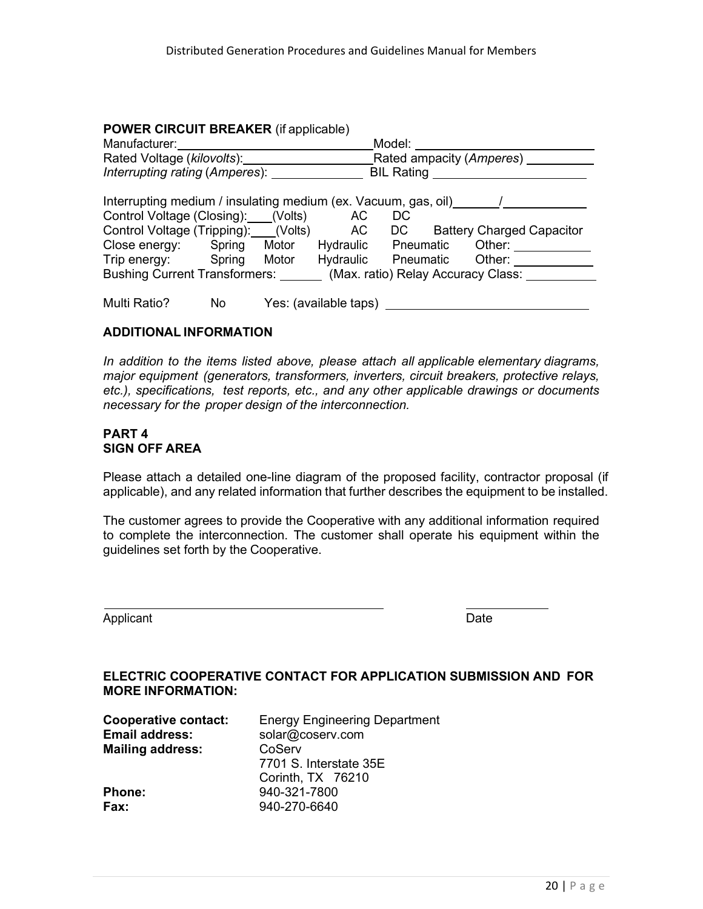**POWER CIRCUIT BREAKER** (if applicable)

Manufacturer: ____________________ Model: ____________________

Rated Voltage (*kilovolts*): ____________________ Rated ampacity (*Amperes*) __________

*Interrupting rating* (*Amperes*): ______________ BIL Rating ____________________

Interrupting medium / insulating medium (ex. Vacuum, gas, oil) _______/____________

Control Voltage (Closing): ____(Volts) AC DC

Control Voltage (Tripping): ____(Volts) AC DC Battery Charged Capacitor

Close energy: Spring Motor Hydraulic Pneumatic Other: ____________

Trip energy: Spring Motor Hydraulic Pneumatic Other: ____________

Bushing Current Transformers: _______ (Max. ratio) Relay Accuracy Class: ___________

Multi Ratio? No Yes: (available taps) ______________________________

**ADDITIONAL INFORMATION**

*In addition to the items listed above, please attach all applicable elementary diagrams, major equipment (generators, transformers, inverters, circuit breakers, protective relays, etc.), specifications, test reports, etc., and any other applicable drawings or documents necessary for the proper design of the interconnection.*

**PART 4**
**SIGN OFF AREA**

Please attach a detailed one-line diagram of the proposed facility, contractor proposal (if applicable), and any related information that further describes the equipment to be installed.

The customer agrees to provide the Cooperative with any additional information required to complete the interconnection. The customer shall operate his equipment within the guidelines set forth by the Cooperative.

________________________________________ ____________

Applicant Date

**ELECTRIC COOPERATIVE CONTACT FOR APPLICATION SUBMISSION AND FOR MORE INFORMATION:**

**Cooperative contact:** Energy Engineering Department
**Email address:** solar@coserv.com
**Mailing address:** CoServ
7701 S. Interstate 35E
Corinth, TX 76210
**Phone:** 940-321-7800
**Fax:** 940-270-6640